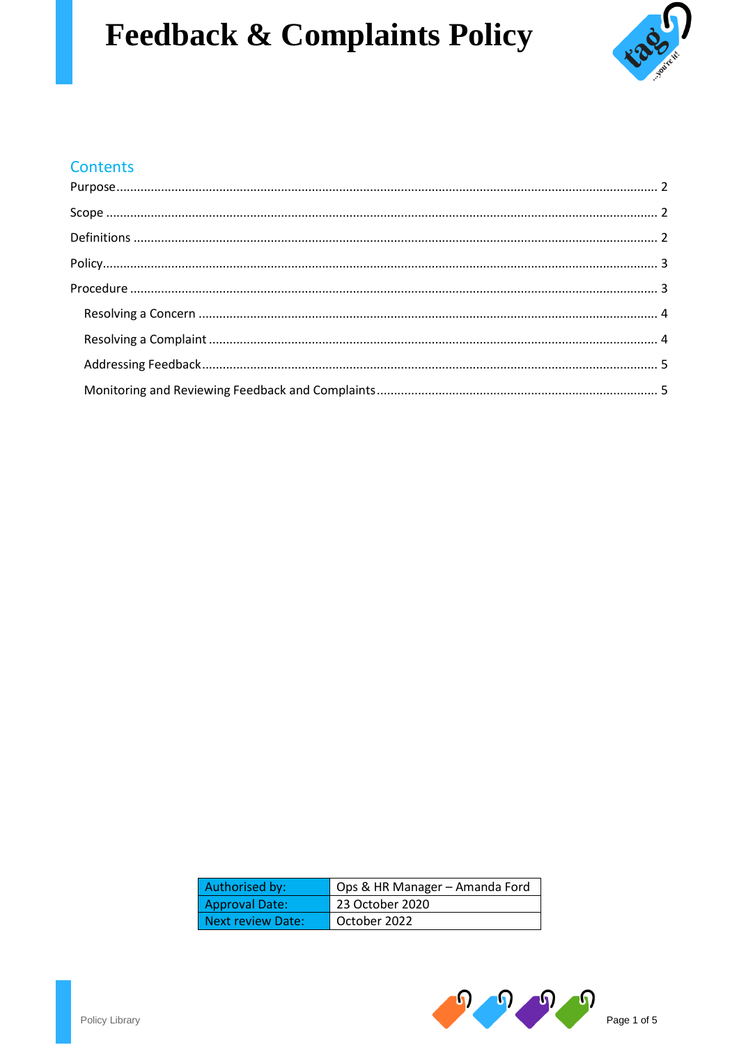# Feedback & Complaints Policy

## Contents

Purpose ........................................................................................................................................ 2

Scope ........................................................................................................................................... 2

Definitions .................................................................................................................................... 2

Policy ............................................................................................................................................ 3

Procedure ..................................................................................................................................... 3

- Resolving a Concern ................................................................................................................ 4
- Resolving a Complaint .............................................................................................................. 4
- Addressing Feedback ............................................................................................................... 5
- Monitoring and Reviewing Feedback and Complaints ............................................................ 5

| Authorised by: | Ops & HR Manager – Amanda Ford |
|---|---|
| Approval Date: | 23 October 2020 |
| Next review Date: | October 2022 |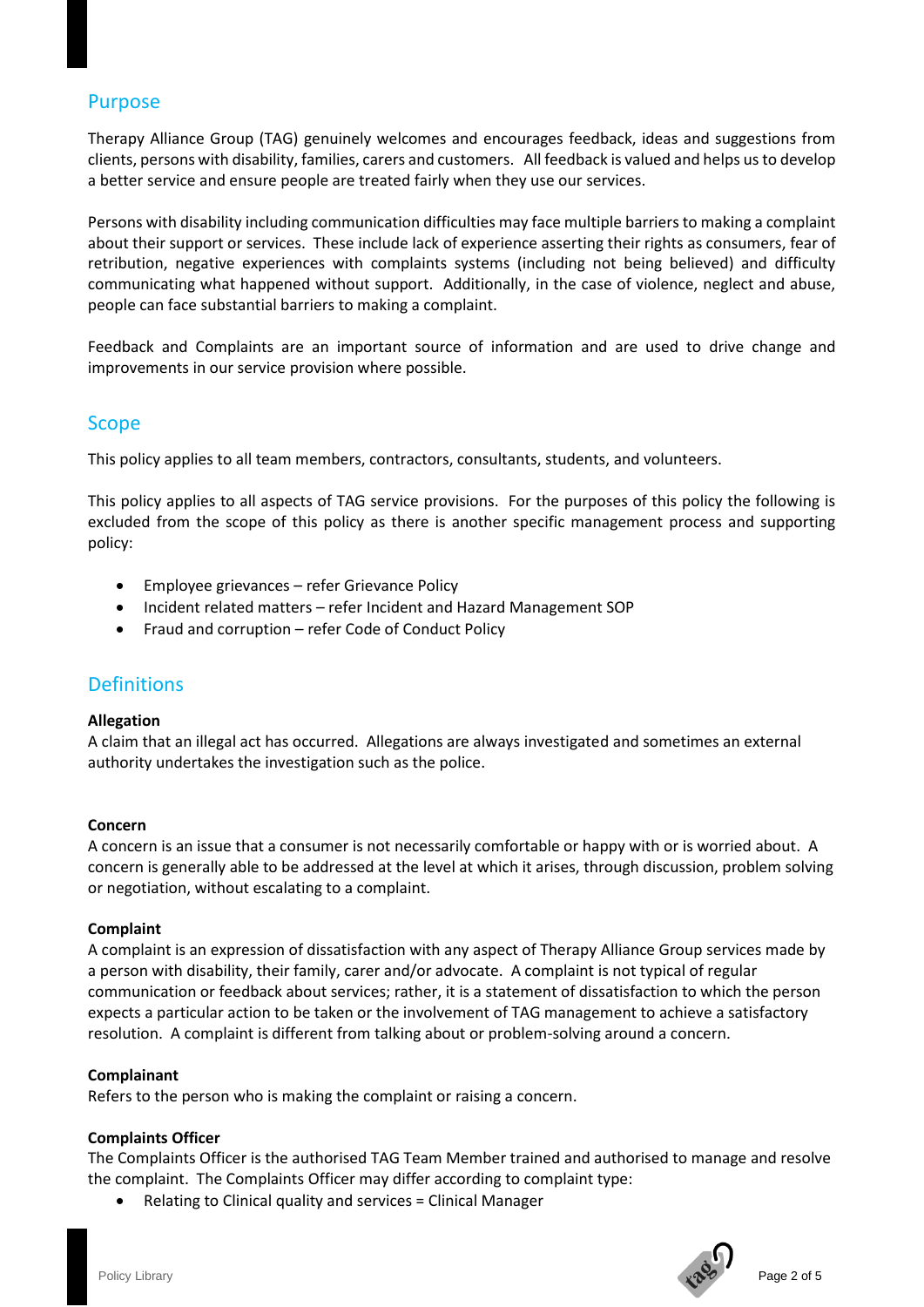## Purpose

Therapy Alliance Group (TAG) genuinely welcomes and encourages feedback, ideas and suggestions from clients, persons with disability, families, carers and customers. All feedback is valued and helps us to develop a better service and ensure people are treated fairly when they use our services.

Persons with disability including communication difficulties may face multiple barriers to making a complaint about their support or services. These include lack of experience asserting their rights as consumers, fear of retribution, negative experiences with complaints systems (including not being believed) and difficulty communicating what happened without support. Additionally, in the case of violence, neglect and abuse, people can face substantial barriers to making a complaint.

Feedback and Complaints are an important source of information and are used to drive change and improvements in our service provision where possible.

## Scope

This policy applies to all team members, contractors, consultants, students, and volunteers.

This policy applies to all aspects of TAG service provisions. For the purposes of this policy the following is excluded from the scope of this policy as there is another specific management process and supporting policy:

- Employee grievances – refer Grievance Policy
- Incident related matters – refer Incident and Hazard Management SOP
- Fraud and corruption – refer Code of Conduct Policy

## Definitions

**Allegation**
A claim that an illegal act has occurred. Allegations are always investigated and sometimes an external authority undertakes the investigation such as the police.

**Concern**
A concern is an issue that a consumer is not necessarily comfortable or happy with or is worried about. A concern is generally able to be addressed at the level at which it arises, through discussion, problem solving or negotiation, without escalating to a complaint.

**Complaint**
A complaint is an expression of dissatisfaction with any aspect of Therapy Alliance Group services made by a person with disability, their family, carer and/or advocate. A complaint is not typical of regular communication or feedback about services; rather, it is a statement of dissatisfaction to which the person expects a particular action to be taken or the involvement of TAG management to achieve a satisfactory resolution. A complaint is different from talking about or problem-solving around a concern.

**Complainant**
Refers to the person who is making the complaint or raising a concern.

**Complaints Officer**
The Complaints Officer is the authorised TAG Team Member trained and authorised to manage and resolve the complaint. The Complaints Officer may differ according to complaint type:

- Relating to Clinical quality and services = Clinical Manager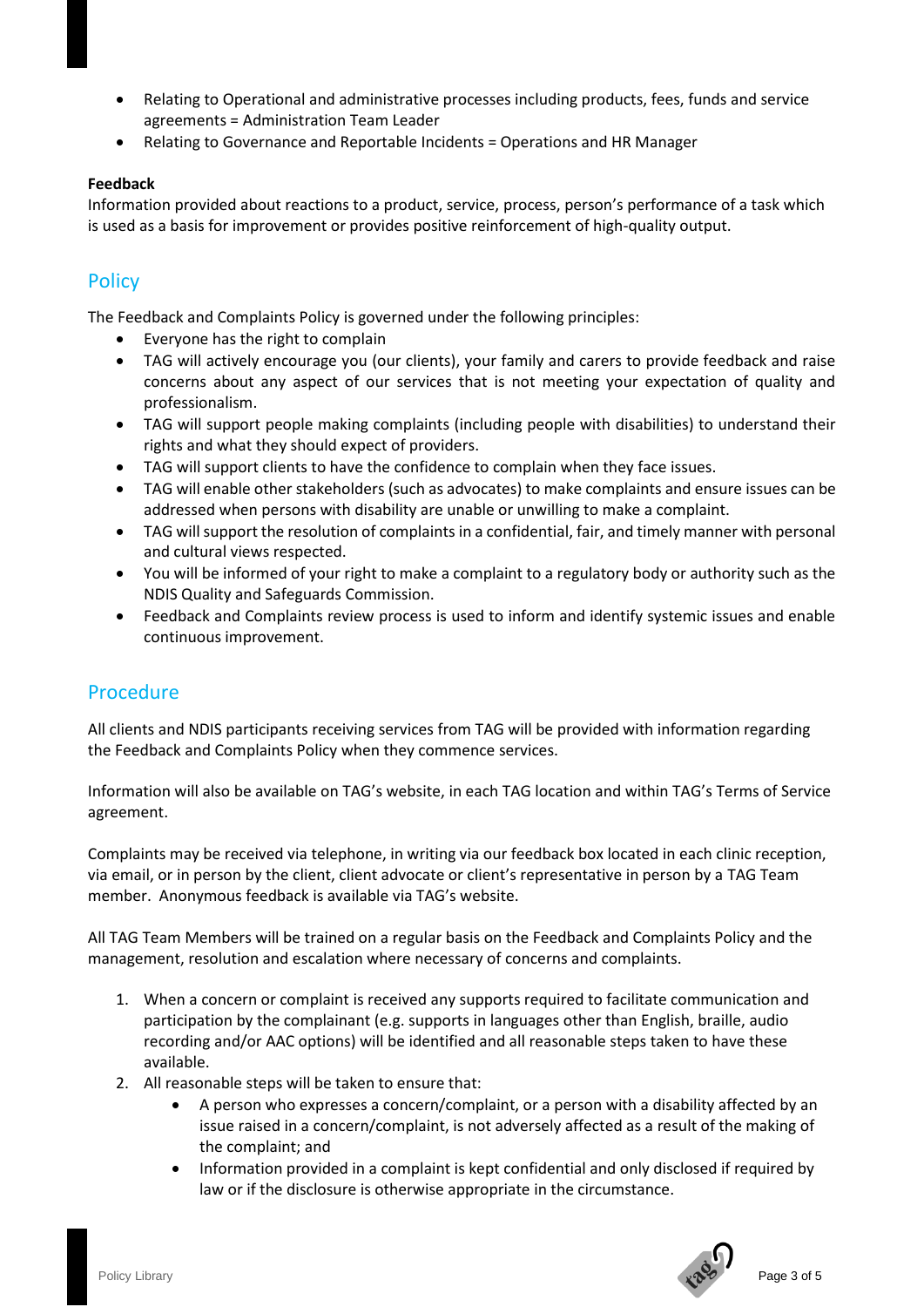- Relating to Operational and administrative processes including products, fees, funds and service agreements = Administration Team Leader
- Relating to Governance and Reportable Incidents = Operations and HR Manager

**Feedback**

Information provided about reactions to a product, service, process, person's performance of a task which is used as a basis for improvement or provides positive reinforcement of high-quality output.

## Policy

The Feedback and Complaints Policy is governed under the following principles:

- Everyone has the right to complain
- TAG will actively encourage you (our clients), your family and carers to provide feedback and raise concerns about any aspect of our services that is not meeting your expectation of quality and professionalism.
- TAG will support people making complaints (including people with disabilities) to understand their rights and what they should expect of providers.
- TAG will support clients to have the confidence to complain when they face issues.
- TAG will enable other stakeholders (such as advocates) to make complaints and ensure issues can be addressed when persons with disability are unable or unwilling to make a complaint.
- TAG will support the resolution of complaints in a confidential, fair, and timely manner with personal and cultural views respected.
- You will be informed of your right to make a complaint to a regulatory body or authority such as the NDIS Quality and Safeguards Commission.
- Feedback and Complaints review process is used to inform and identify systemic issues and enable continuous improvement.

## Procedure

All clients and NDIS participants receiving services from TAG will be provided with information regarding the Feedback and Complaints Policy when they commence services.

Information will also be available on TAG's website, in each TAG location and within TAG's Terms of Service agreement.

Complaints may be received via telephone, in writing via our feedback box located in each clinic reception, via email, or in person by the client, client advocate or client's representative in person by a TAG Team member. Anonymous feedback is available via TAG's website.

All TAG Team Members will be trained on a regular basis on the Feedback and Complaints Policy and the management, resolution and escalation where necessary of concerns and complaints.

1. When a concern or complaint is received any supports required to facilitate communication and participation by the complainant (e.g. supports in languages other than English, braille, audio recording and/or AAC options) will be identified and all reasonable steps taken to have these available.
2. All reasonable steps will be taken to ensure that:
   - A person who expresses a concern/complaint, or a person with a disability affected by an issue raised in a concern/complaint, is not adversely affected as a result of the making of the complaint; and
   - Information provided in a complaint is kept confidential and only disclosed if required by law or if the disclosure is otherwise appropriate in the circumstance.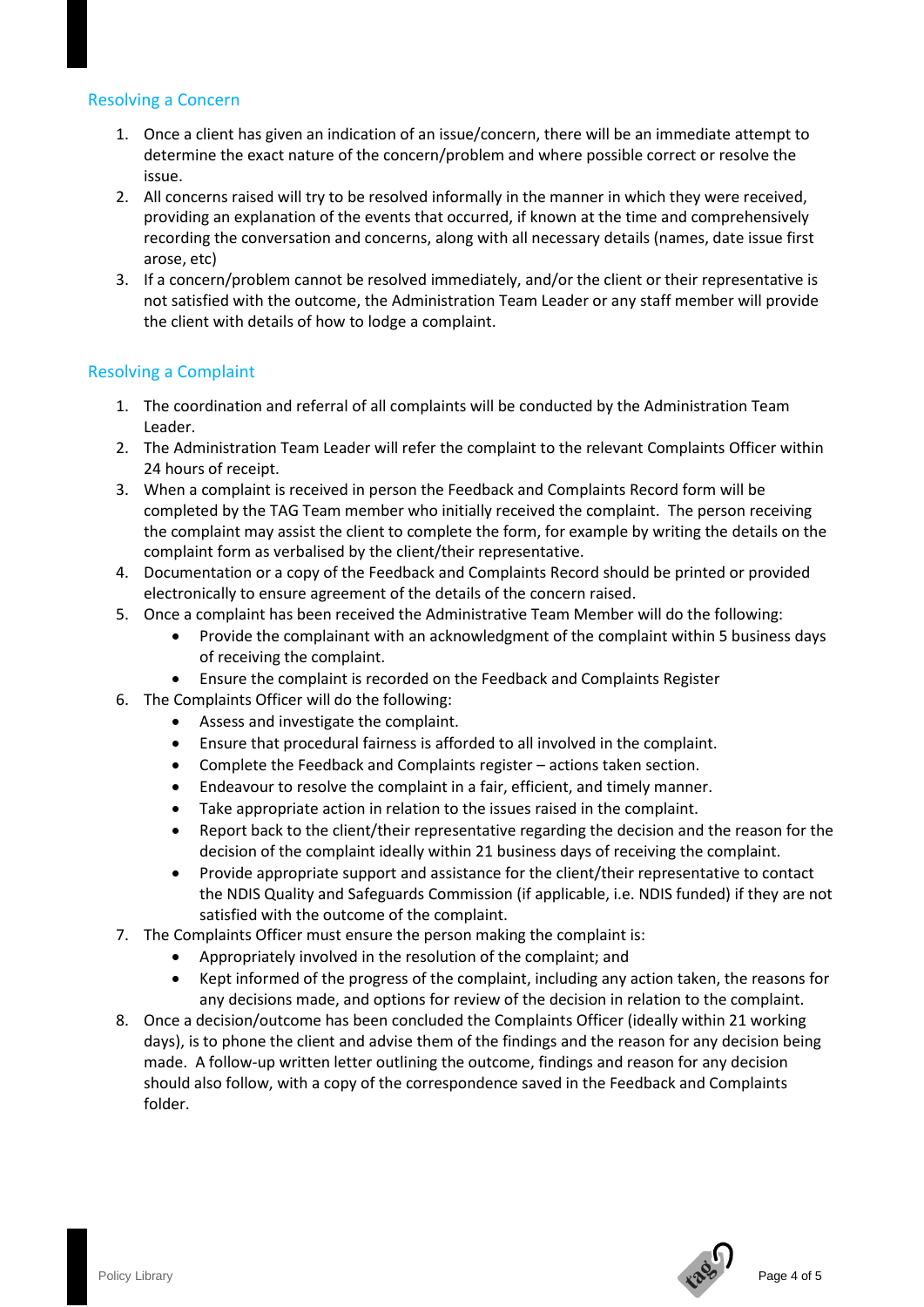## Resolving a Concern

1. Once a client has given an indication of an issue/concern, there will be an immediate attempt to determine the exact nature of the concern/problem and where possible correct or resolve the issue.
2. All concerns raised will try to be resolved informally in the manner in which they were received, providing an explanation of the events that occurred, if known at the time and comprehensively recording the conversation and concerns, along with all necessary details (names, date issue first arose, etc)
3. If a concern/problem cannot be resolved immediately, and/or the client or their representative is not satisfied with the outcome, the Administration Team Leader or any staff member will provide the client with details of how to lodge a complaint.

## Resolving a Complaint

1. The coordination and referral of all complaints will be conducted by the Administration Team Leader.
2. The Administration Team Leader will refer the complaint to the relevant Complaints Officer within 24 hours of receipt.
3. When a complaint is received in person the Feedback and Complaints Record form will be completed by the TAG Team member who initially received the complaint. The person receiving the complaint may assist the client to complete the form, for example by writing the details on the complaint form as verbalised by the client/their representative.
4. Documentation or a copy of the Feedback and Complaints Record should be printed or provided electronically to ensure agreement of the details of the concern raised.
5. Once a complaint has been received the Administrative Team Member will do the following:
   - Provide the complainant with an acknowledgment of the complaint within 5 business days of receiving the complaint.
   - Ensure the complaint is recorded on the Feedback and Complaints Register
6. The Complaints Officer will do the following:
   - Assess and investigate the complaint.
   - Ensure that procedural fairness is afforded to all involved in the complaint.
   - Complete the Feedback and Complaints register – actions taken section.
   - Endeavour to resolve the complaint in a fair, efficient, and timely manner.
   - Take appropriate action in relation to the issues raised in the complaint.
   - Report back to the client/their representative regarding the decision and the reason for the decision of the complaint ideally within 21 business days of receiving the complaint.
   - Provide appropriate support and assistance for the client/their representative to contact the NDIS Quality and Safeguards Commission (if applicable, i.e. NDIS funded) if they are not satisfied with the outcome of the complaint.
7. The Complaints Officer must ensure the person making the complaint is:
   - Appropriately involved in the resolution of the complaint; and
   - Kept informed of the progress of the complaint, including any action taken, the reasons for any decisions made, and options for review of the decision in relation to the complaint.
8. Once a decision/outcome has been concluded the Complaints Officer (ideally within 21 working days), is to phone the client and advise them of the findings and the reason for any decision being made. A follow-up written letter outlining the outcome, findings and reason for any decision should also follow, with a copy of the correspondence saved in the Feedback and Complaints folder.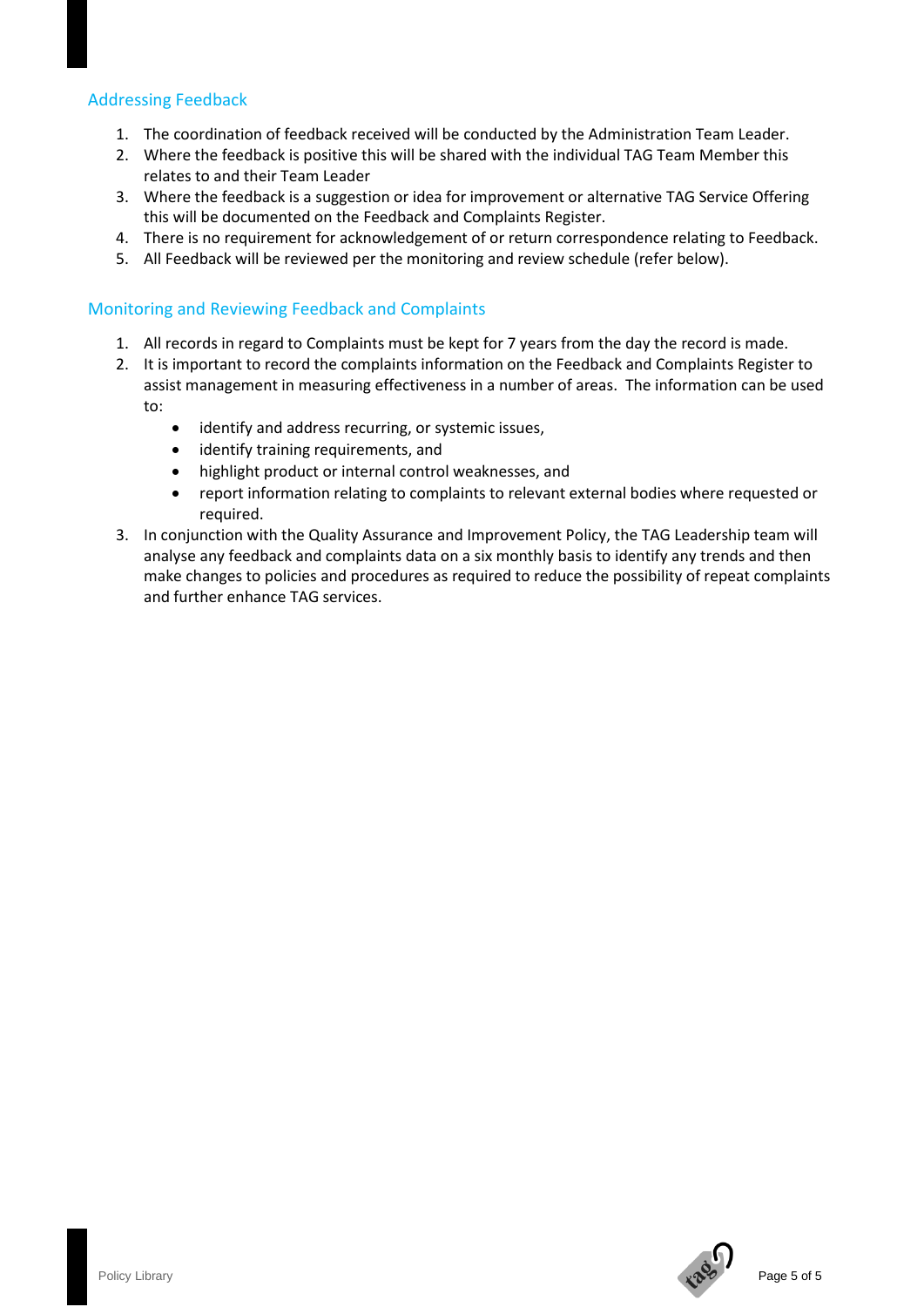## Addressing Feedback

1. The coordination of feedback received will be conducted by the Administration Team Leader.
2. Where the feedback is positive this will be shared with the individual TAG Team Member this relates to and their Team Leader
3. Where the feedback is a suggestion or idea for improvement or alternative TAG Service Offering this will be documented on the Feedback and Complaints Register.
4. There is no requirement for acknowledgement of or return correspondence relating to Feedback.
5. All Feedback will be reviewed per the monitoring and review schedule (refer below).

## Monitoring and Reviewing Feedback and Complaints

1. All records in regard to Complaints must be kept for 7 years from the day the record is made.
2. It is important to record the complaints information on the Feedback and Complaints Register to assist management in measuring effectiveness in a number of areas. The information can be used to:
    - identify and address recurring, or systemic issues,
    - identify training requirements, and
    - highlight product or internal control weaknesses, and
    - report information relating to complaints to relevant external bodies where requested or required.
3. In conjunction with the Quality Assurance and Improvement Policy, the TAG Leadership team will analyse any feedback and complaints data on a six monthly basis to identify any trends and then make changes to policies and procedures as required to reduce the possibility of repeat complaints and further enhance TAG services.